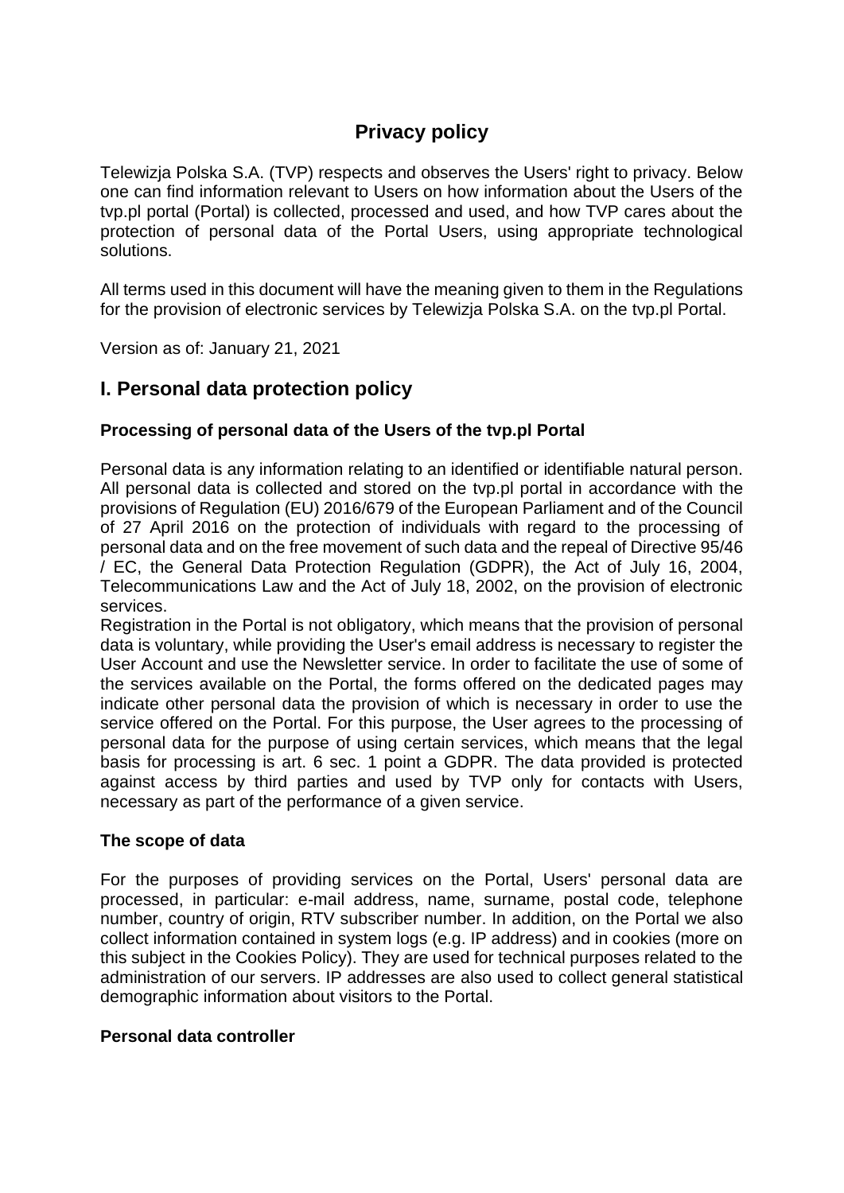# Privacy policy

Telewizja Polska S.A. (TVP) respects and observes the Users' right to privacy. Below one can find information relevant to Users on how information about the Users of the tvp.pl portal (Portal) is collected, processed and used, and how TVP cares about the protection of personal data of the Portal Users, using appropriate technological solutions.

All terms used in this document will have the meaning given to them in the Regulations for the provision of electronic services by Telewizja Polska S.A. on the tvp.pl Portal.

Version as of: January 21, 2021

## I. Personal data protection policy

### Processing of personal data of the Users of the tvp.pl Portal

Personal data is any information relating to an identified or identifiable natural person. All personal data is collected and stored on the tvp.pl portal in accordance with the provisions of Regulation (EU) 2016/679 of the European Parliament and of the Council of 27 April 2016 on the protection of individuals with regard to the processing of personal data and on the free movement of such data and the repeal of Directive 95/46 / EC, the General Data Protection Regulation (GDPR), the Act of July 16, 2004, Telecommunications Law and the Act of July 18, 2002, on the provision of electronic services.

Registration in the Portal is not obligatory, which means that the provision of personal data is voluntary, while providing the User's email address is necessary to register the User Account and use the Newsletter service. In order to facilitate the use of some of the services available on the Portal, the forms offered on the dedicated pages may indicate other personal data the provision of which is necessary in order to use the service offered on the Portal. For this purpose, the User agrees to the processing of personal data for the purpose of using certain services, which means that the legal basis for processing is art. 6 sec. 1 point a GDPR. The data provided is protected against access by third parties and used by TVP only for contacts with Users, necessary as part of the performance of a given service.

### The scope of data

For the purposes of providing services on the Portal, Users' personal data are processed, in particular: e-mail address, name, surname, postal code, telephone number, country of origin, RTV subscriber number. In addition, on the Portal we also collect information contained in system logs (e.g. IP address) and in cookies (more on this subject in the Cookies Policy). They are used for technical purposes related to the administration of our servers. IP addresses are also used to collect general statistical demographic information about visitors to the Portal.

### Personal data controller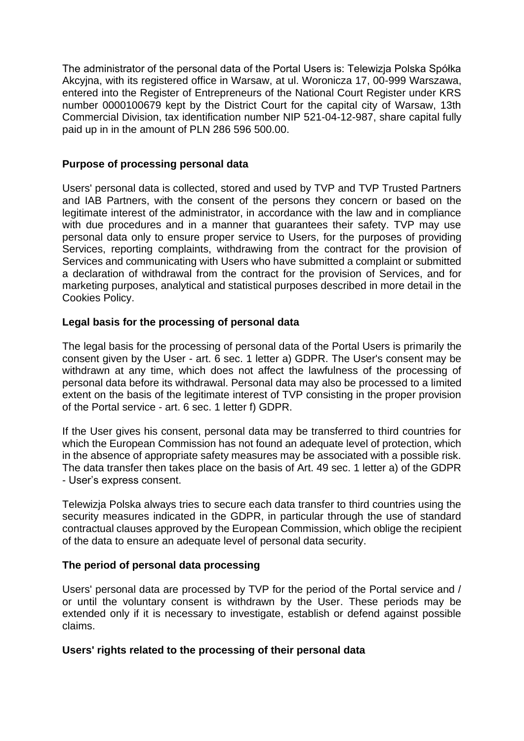The administrator of the personal data of the Portal Users is: Telewizja Polska Spółka Akcyjna, with its registered office in Warsaw, at ul. Woronicza 17, 00-999 Warszawa, entered into the Register of Entrepreneurs of the National Court Register under KRS number 0000100679 kept by the District Court for the capital city of Warsaw, 13th Commercial Division, tax identification number NIP 521-04-12-987, share capital fully paid up in in the amount of PLN 286 596 500.00.

**Purpose of processing personal data**

Users' personal data is collected, stored and used by TVP and TVP Trusted Partners and IAB Partners, with the consent of the persons they concern or based on the legitimate interest of the administrator, in accordance with the law and in compliance with due procedures and in a manner that guarantees their safety. TVP may use personal data only to ensure proper service to Users, for the purposes of providing Services, reporting complaints, withdrawing from the contract for the provision of Services and communicating with Users who have submitted a complaint or submitted a declaration of withdrawal from the contract for the provision of Services, and for marketing purposes, analytical and statistical purposes described in more detail in the Cookies Policy.

**Legal basis for the processing of personal data**

The legal basis for the processing of personal data of the Portal Users is primarily the consent given by the User - art. 6 sec. 1 letter a) GDPR. The User's consent may be withdrawn at any time, which does not affect the lawfulness of the processing of personal data before its withdrawal. Personal data may also be processed to a limited extent on the basis of the legitimate interest of TVP consisting in the proper provision of the Portal service - art. 6 sec. 1 letter f) GDPR.

If the User gives his consent, personal data may be transferred to third countries for which the European Commission has not found an adequate level of protection, which in the absence of appropriate safety measures may be associated with a possible risk. The data transfer then takes place on the basis of Art. 49 sec. 1 letter a) of the GDPR - User's express consent.

Telewizja Polska always tries to secure each data transfer to third countries using the security measures indicated in the GDPR, in particular through the use of standard contractual clauses approved by the European Commission, which oblige the recipient of the data to ensure an adequate level of personal data security.

**The period of personal data processing**

Users' personal data are processed by TVP for the period of the Portal service and / or until the voluntary consent is withdrawn by the User. These periods may be extended only if it is necessary to investigate, establish or defend against possible claims.

**Users' rights related to the processing of their personal data**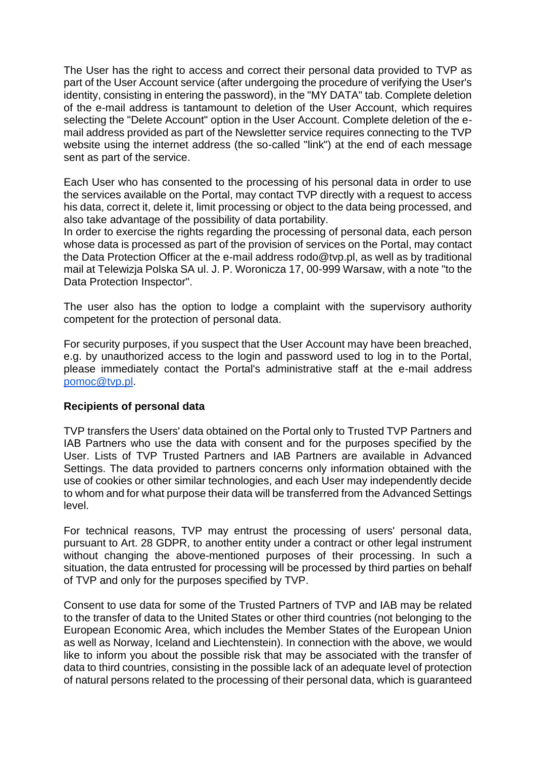The User has the right to access and correct their personal data provided to TVP as part of the User Account service (after undergoing the procedure of verifying the User's identity, consisting in entering the password), in the "MY DATA" tab. Complete deletion of the e-mail address is tantamount to deletion of the User Account, which requires selecting the "Delete Account" option in the User Account. Complete deletion of the e-mail address provided as part of the Newsletter service requires connecting to the TVP website using the internet address (the so-called "link") at the end of each message sent as part of the service.

Each User who has consented to the processing of his personal data in order to use the services available on the Portal, may contact TVP directly with a request to access his data, correct it, delete it, limit processing or object to the data being processed, and also take advantage of the possibility of data portability.
In order to exercise the rights regarding the processing of personal data, each person whose data is processed as part of the provision of services on the Portal, may contact the Data Protection Officer at the e-mail address rodo@tvp.pl, as well as by traditional mail at Telewizja Polska SA ul. J. P. Woronicza 17, 00-999 Warsaw, with a note "to the Data Protection Inspector".

The user also has the option to lodge a complaint with the supervisory authority competent for the protection of personal data.

For security purposes, if you suspect that the User Account may have been breached, e.g. by unauthorized access to the login and password used to log in to the Portal, please immediately contact the Portal's administrative staff at the e-mail address [pomoc@tvp.pl](mailto:pomoc@tvp.pl).

**Recipients of personal data**

TVP transfers the Users' data obtained on the Portal only to Trusted TVP Partners and IAB Partners who use the data with consent and for the purposes specified by the User. Lists of TVP Trusted Partners and IAB Partners are available in Advanced Settings. The data provided to partners concerns only information obtained with the use of cookies or other similar technologies, and each User may independently decide to whom and for what purpose their data will be transferred from the Advanced Settings level.

For technical reasons, TVP may entrust the processing of users' personal data, pursuant to Art. 28 GDPR, to another entity under a contract or other legal instrument without changing the above-mentioned purposes of their processing. In such a situation, the data entrusted for processing will be processed by third parties on behalf of TVP and only for the purposes specified by TVP.

Consent to use data for some of the Trusted Partners of TVP and IAB may be related to the transfer of data to the United States or other third countries (not belonging to the European Economic Area, which includes the Member States of the European Union as well as Norway, Iceland and Liechtenstein). In connection with the above, we would like to inform you about the possible risk that may be associated with the transfer of data to third countries, consisting in the possible lack of an adequate level of protection of natural persons related to the processing of their personal data, which is guaranteed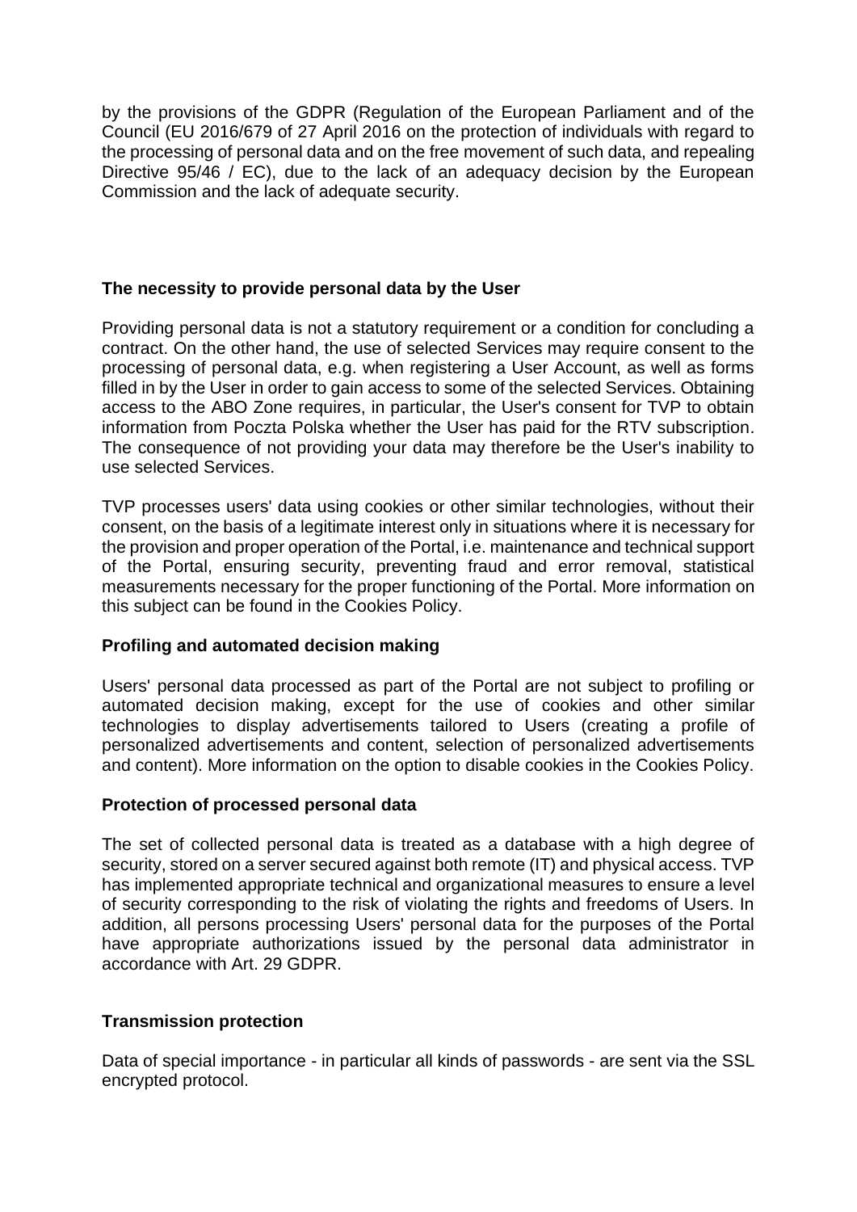by the provisions of the GDPR (Regulation of the European Parliament and of the Council (EU 2016/679 of 27 April 2016 on the protection of individuals with regard to the processing of personal data and on the free movement of such data, and repealing Directive 95/46 / EC), due to the lack of an adequacy decision by the European Commission and the lack of adequate security.

**The necessity to provide personal data by the User**

Providing personal data is not a statutory requirement or a condition for concluding a contract. On the other hand, the use of selected Services may require consent to the processing of personal data, e.g. when registering a User Account, as well as forms filled in by the User in order to gain access to some of the selected Services. Obtaining access to the ABO Zone requires, in particular, the User's consent for TVP to obtain information from Poczta Polska whether the User has paid for the RTV subscription. The consequence of not providing your data may therefore be the User's inability to use selected Services.

TVP processes users' data using cookies or other similar technologies, without their consent, on the basis of a legitimate interest only in situations where it is necessary for the provision and proper operation of the Portal, i.e. maintenance and technical support of the Portal, ensuring security, preventing fraud and error removal, statistical measurements necessary for the proper functioning of the Portal. More information on this subject can be found in the Cookies Policy.

**Profiling and automated decision making**

Users' personal data processed as part of the Portal are not subject to profiling or automated decision making, except for the use of cookies and other similar technologies to display advertisements tailored to Users (creating a profile of personalized advertisements and content, selection of personalized advertisements and content). More information on the option to disable cookies in the Cookies Policy.

**Protection of processed personal data**

The set of collected personal data is treated as a database with a high degree of security, stored on a server secured against both remote (IT) and physical access. TVP has implemented appropriate technical and organizational measures to ensure a level of security corresponding to the risk of violating the rights and freedoms of Users. In addition, all persons processing Users' personal data for the purposes of the Portal have appropriate authorizations issued by the personal data administrator in accordance with Art. 29 GDPR.

**Transmission protection**

Data of special importance - in particular all kinds of passwords - are sent via the SSL encrypted protocol.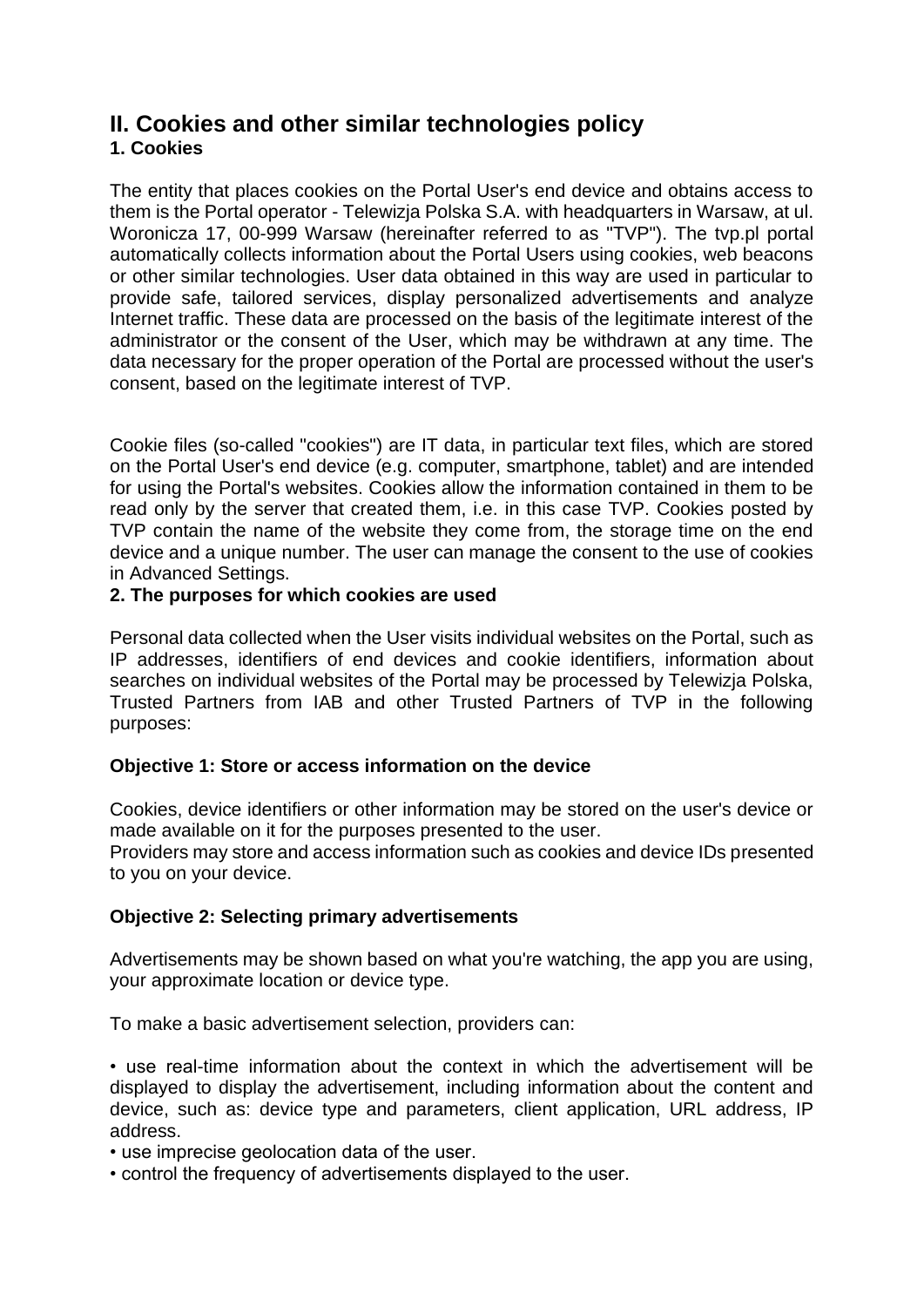## II. Cookies and other similar technologies policy

### 1. Cookies

The entity that places cookies on the Portal User's end device and obtains access to them is the Portal operator - Telewizja Polska S.A. with headquarters in Warsaw, at ul. Woronicza 17, 00-999 Warsaw (hereinafter referred to as "TVP"). The tvp.pl portal automatically collects information about the Portal Users using cookies, web beacons or other similar technologies. User data obtained in this way are used in particular to provide safe, tailored services, display personalized advertisements and analyze Internet traffic. These data are processed on the basis of the legitimate interest of the administrator or the consent of the User, which may be withdrawn at any time. The data necessary for the proper operation of the Portal are processed without the user's consent, based on the legitimate interest of TVP.

Cookie files (so-called "cookies") are IT data, in particular text files, which are stored on the Portal User's end device (e.g. computer, smartphone, tablet) and are intended for using the Portal's websites. Cookies allow the information contained in them to be read only by the server that created them, i.e. in this case TVP. Cookies posted by TVP contain the name of the website they come from, the storage time on the end device and a unique number. The user can manage the consent to the use of cookies in Advanced Settings.

### 2. The purposes for which cookies are used

Personal data collected when the User visits individual websites on the Portal, such as IP addresses, identifiers of end devices and cookie identifiers, information about searches on individual websites of the Portal may be processed by Telewizja Polska, Trusted Partners from IAB and other Trusted Partners of TVP in the following purposes:

**Objective 1: Store or access information on the device**

Cookies, device identifiers or other information may be stored on the user's device or made available on it for the purposes presented to the user.
Providers may store and access information such as cookies and device IDs presented to you on your device.

**Objective 2: Selecting primary advertisements**

Advertisements may be shown based on what you're watching, the app you are using, your approximate location or device type.

To make a basic advertisement selection, providers can:

• use real-time information about the context in which the advertisement will be displayed to display the advertisement, including information about the content and device, such as: device type and parameters, client application, URL address, IP address.
• use imprecise geolocation data of the user.
• control the frequency of advertisements displayed to the user.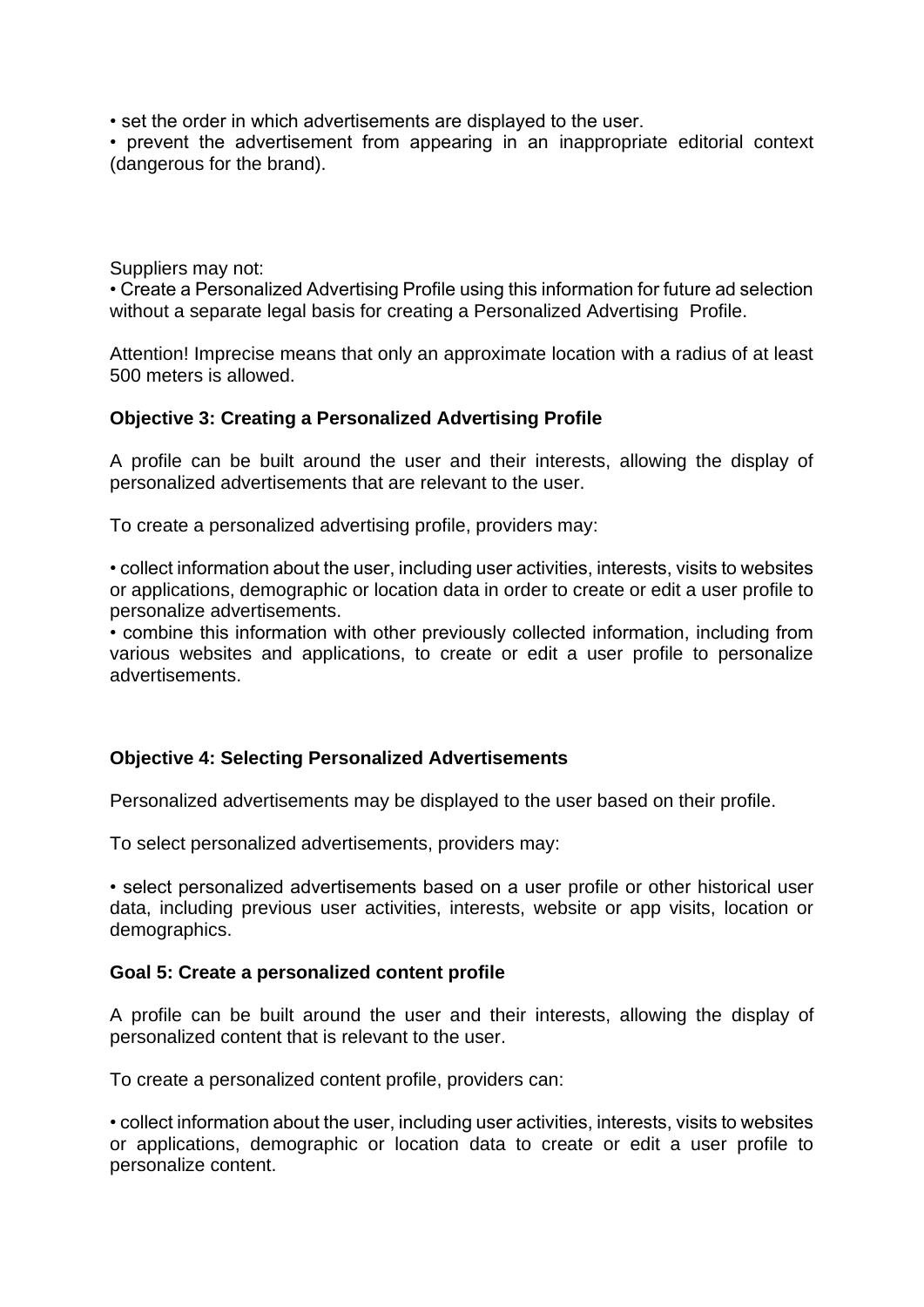- set the order in which advertisements are displayed to the user.
- prevent the advertisement from appearing in an inappropriate editorial context (dangerous for the brand).

Suppliers may not:

- Create a Personalized Advertising Profile using this information for future ad selection without a separate legal basis for creating a Personalized Advertising Profile.

Attention! Imprecise means that only an approximate location with a radius of at least 500 meters is allowed.

**Objective 3: Creating a Personalized Advertising Profile**

A profile can be built around the user and their interests, allowing the display of personalized advertisements that are relevant to the user.

To create a personalized advertising profile, providers may:

- collect information about the user, including user activities, interests, visits to websites or applications, demographic or location data in order to create or edit a user profile to personalize advertisements.
- combine this information with other previously collected information, including from various websites and applications, to create or edit a user profile to personalize advertisements.

**Objective 4: Selecting Personalized Advertisements**

Personalized advertisements may be displayed to the user based on their profile.

To select personalized advertisements, providers may:

- select personalized advertisements based on a user profile or other historical user data, including previous user activities, interests, website or app visits, location or demographics.

**Goal 5: Create a personalized content profile**

A profile can be built around the user and their interests, allowing the display of personalized content that is relevant to the user.

To create a personalized content profile, providers can:

- collect information about the user, including user activities, interests, visits to websites or applications, demographic or location data to create or edit a user profile to personalize content.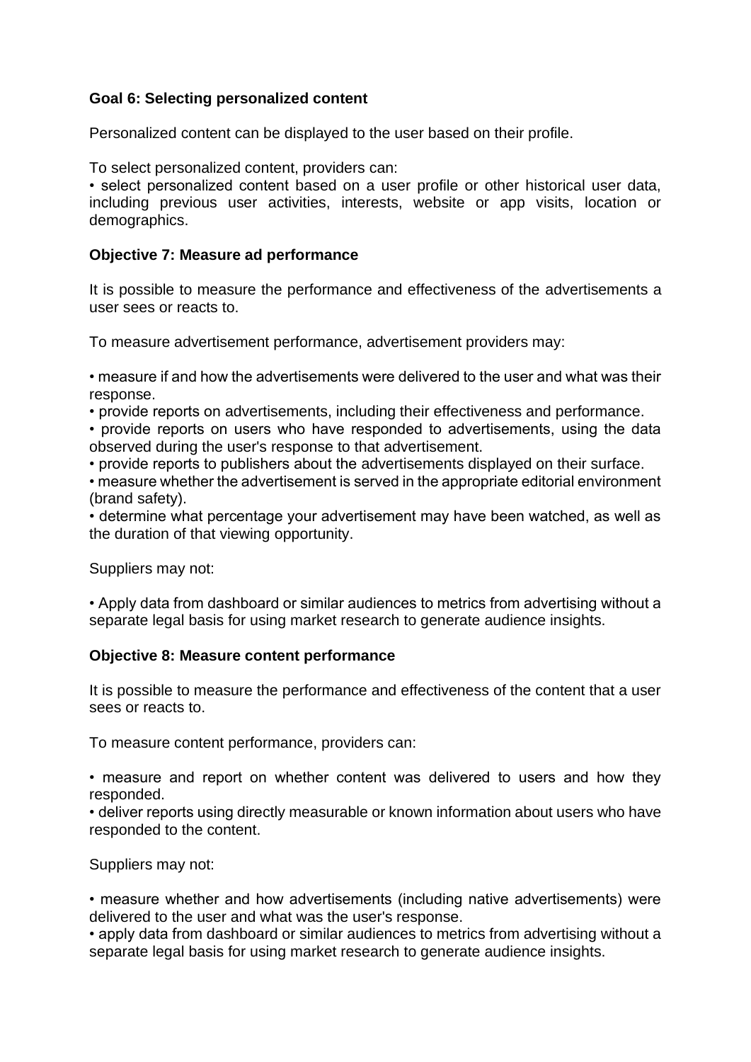**Goal 6: Selecting personalized content**

Personalized content can be displayed to the user based on their profile.

To select personalized content, providers can:

- select personalized content based on a user profile or other historical user data, including previous user activities, interests, website or app visits, location or demographics.

**Objective 7: Measure ad performance**

It is possible to measure the performance and effectiveness of the advertisements a user sees or reacts to.

To measure advertisement performance, advertisement providers may:

- measure if and how the advertisements were delivered to the user and what was their response.
- provide reports on advertisements, including their effectiveness and performance.
- provide reports on users who have responded to advertisements, using the data observed during the user's response to that advertisement.
- provide reports to publishers about the advertisements displayed on their surface.
- measure whether the advertisement is served in the appropriate editorial environment (brand safety).
- determine what percentage your advertisement may have been watched, as well as the duration of that viewing opportunity.

Suppliers may not:

- Apply data from dashboard or similar audiences to metrics from advertising without a separate legal basis for using market research to generate audience insights.

**Objective 8: Measure content performance**

It is possible to measure the performance and effectiveness of the content that a user sees or reacts to.

To measure content performance, providers can:

- measure and report on whether content was delivered to users and how they responded.
- deliver reports using directly measurable or known information about users who have responded to the content.

Suppliers may not:

- measure whether and how advertisements (including native advertisements) were delivered to the user and what was the user's response.
- apply data from dashboard or similar audiences to metrics from advertising without a separate legal basis for using market research to generate audience insights.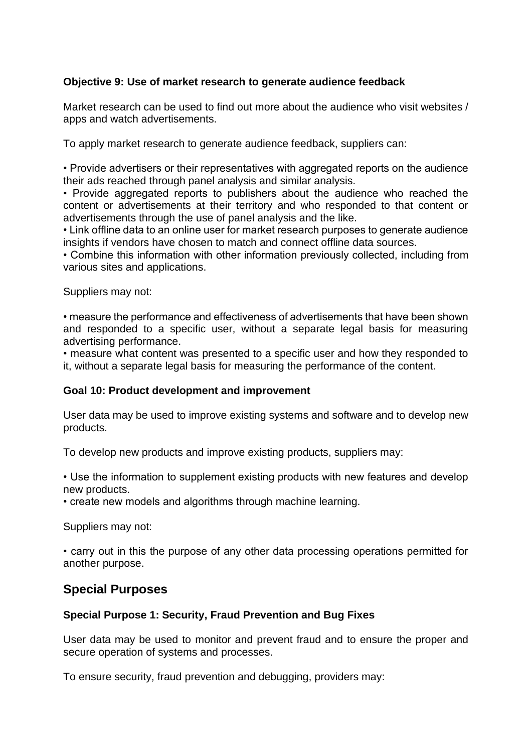**Objective 9: Use of market research to generate audience feedback**

Market research can be used to find out more about the audience who visit websites / apps and watch advertisements.

To apply market research to generate audience feedback, suppliers can:

• Provide advertisers or their representatives with aggregated reports on the audience their ads reached through panel analysis and similar analysis.
• Provide aggregated reports to publishers about the audience who reached the content or advertisements at their territory and who responded to that content or advertisements through the use of panel analysis and the like.
• Link offline data to an online user for market research purposes to generate audience insights if vendors have chosen to match and connect offline data sources.
• Combine this information with other information previously collected, including from various sites and applications.

Suppliers may not:

• measure the performance and effectiveness of advertisements that have been shown and responded to a specific user, without a separate legal basis for measuring advertising performance.
• measure what content was presented to a specific user and how they responded to it, without a separate legal basis for measuring the performance of the content.

**Goal 10: Product development and improvement**

User data may be used to improve existing systems and software and to develop new products.

To develop new products and improve existing products, suppliers may:

• Use the information to supplement existing products with new features and develop new products.
• create new models and algorithms through machine learning.

Suppliers may not:

• carry out in this the purpose of any other data processing operations permitted for another purpose.

## Special Purposes

**Special Purpose 1: Security, Fraud Prevention and Bug Fixes**

User data may be used to monitor and prevent fraud and to ensure the proper and secure operation of systems and processes.

To ensure security, fraud prevention and debugging, providers may: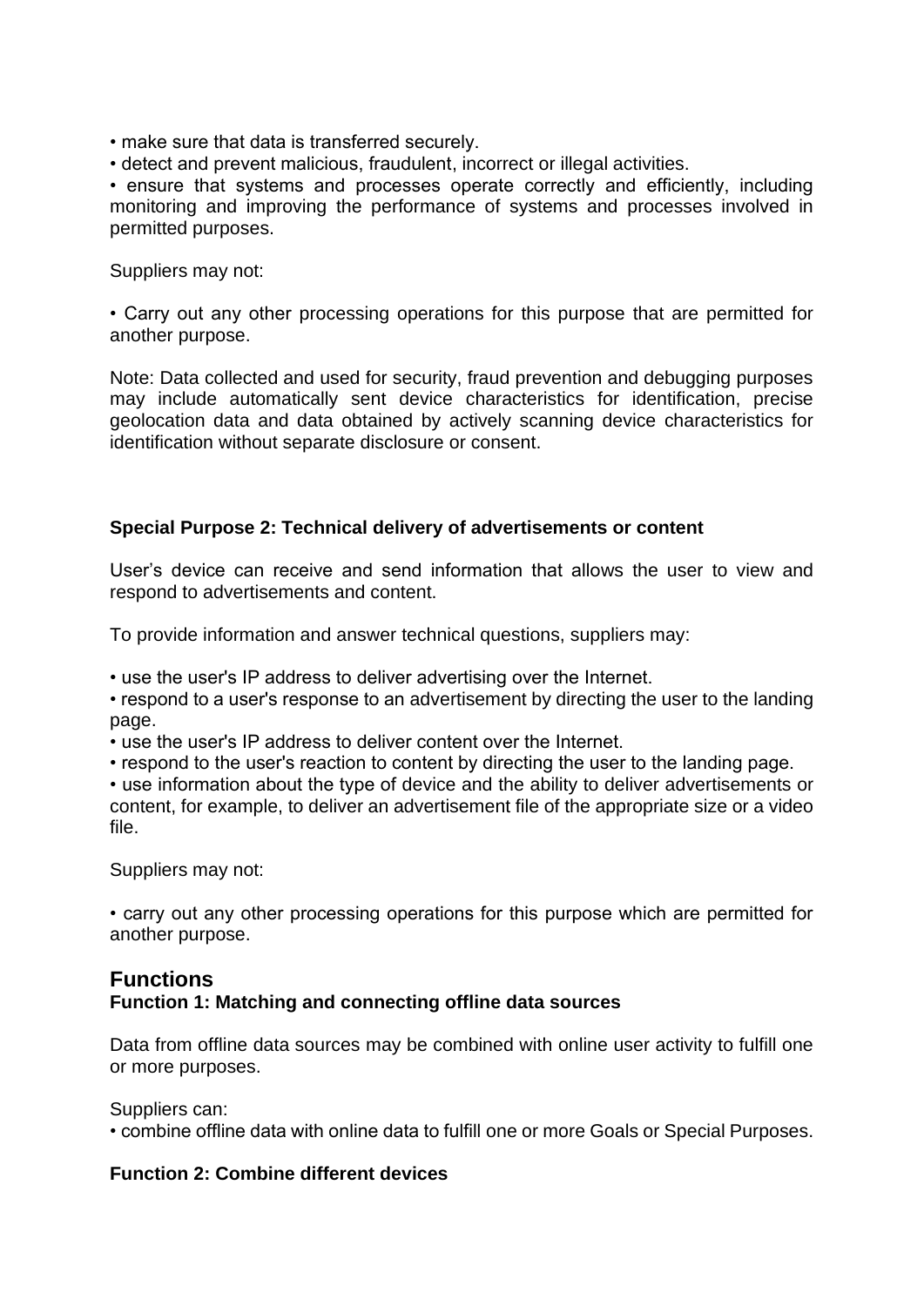- make sure that data is transferred securely.
- detect and prevent malicious, fraudulent, incorrect or illegal activities.
- ensure that systems and processes operate correctly and efficiently, including monitoring and improving the performance of systems and processes involved in permitted purposes.

Suppliers may not:

- Carry out any other processing operations for this purpose that are permitted for another purpose.

Note: Data collected and used for security, fraud prevention and debugging purposes may include automatically sent device characteristics for identification, precise geolocation data and data obtained by actively scanning device characteristics for identification without separate disclosure or consent.

### Special Purpose 2: Technical delivery of advertisements or content

User's device can receive and send information that allows the user to view and respond to advertisements and content.

To provide information and answer technical questions, suppliers may:

- use the user's IP address to deliver advertising over the Internet.
- respond to a user's response to an advertisement by directing the user to the landing page.
- use the user's IP address to deliver content over the Internet.
- respond to the user's reaction to content by directing the user to the landing page.
- use information about the type of device and the ability to deliver advertisements or content, for example, to deliver an advertisement file of the appropriate size or a video file.

Suppliers may not:

- carry out any other processing operations for this purpose which are permitted for another purpose.

## Functions

### Function 1: Matching and connecting offline data sources

Data from offline data sources may be combined with online user activity to fulfill one or more purposes.

Suppliers can:

- combine offline data with online data to fulfill one or more Goals or Special Purposes.

### Function 2: Combine different devices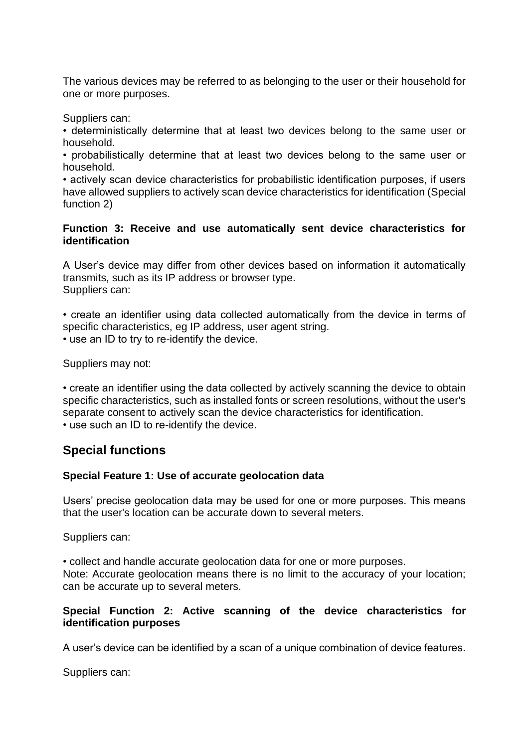The various devices may be referred to as belonging to the user or their household for one or more purposes.

Suppliers can:

- deterministically determine that at least two devices belong to the same user or household.
- probabilistically determine that at least two devices belong to the same user or household.
- actively scan device characteristics for probabilistic identification purposes, if users have allowed suppliers to actively scan device characteristics for identification (Special function 2)

**Function 3: Receive and use automatically sent device characteristics for identification**

A User's device may differ from other devices based on information it automatically transmits, such as its IP address or browser type.
Suppliers can:

- create an identifier using data collected automatically from the device in terms of specific characteristics, eg IP address, user agent string.
- use an ID to try to re-identify the device.

Suppliers may not:

- create an identifier using the data collected by actively scanning the device to obtain specific characteristics, such as installed fonts or screen resolutions, without the user's separate consent to actively scan the device characteristics for identification.
- use such an ID to re-identify the device.

## Special functions

**Special Feature 1: Use of accurate geolocation data**

Users' precise geolocation data may be used for one or more purposes. This means that the user's location can be accurate down to several meters.

Suppliers can:

- collect and handle accurate geolocation data for one or more purposes.

Note: Accurate geolocation means there is no limit to the accuracy of your location; can be accurate up to several meters.

**Special Function 2: Active scanning of the device characteristics for identification purposes**

A user's device can be identified by a scan of a unique combination of device features.

Suppliers can: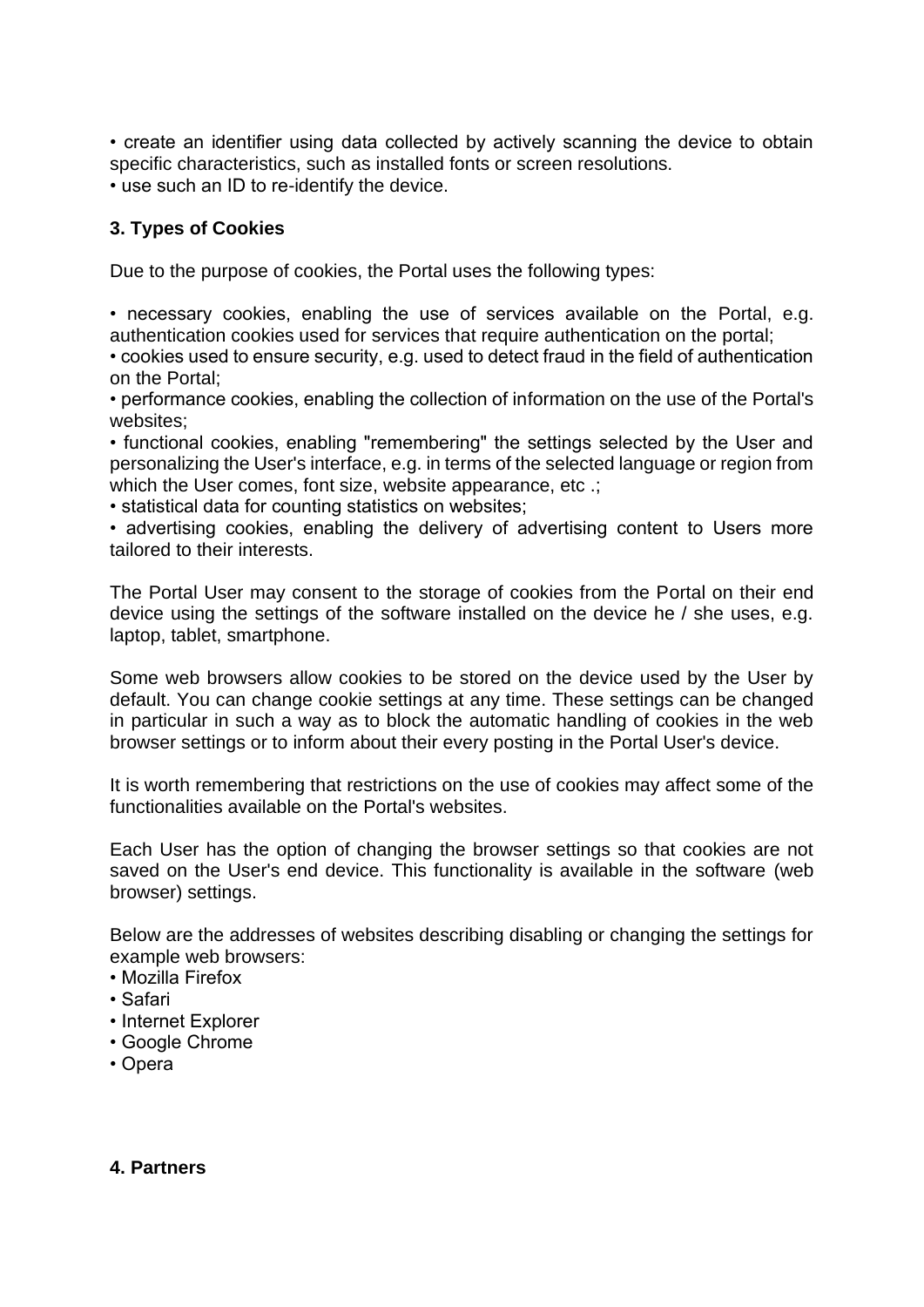• create an identifier using data collected by actively scanning the device to obtain specific characteristics, such as installed fonts or screen resolutions.
• use such an ID to re-identify the device.

**3. Types of Cookies**

Due to the purpose of cookies, the Portal uses the following types:

• necessary cookies, enabling the use of services available on the Portal, e.g. authentication cookies used for services that require authentication on the portal;
• cookies used to ensure security, e.g. used to detect fraud in the field of authentication on the Portal;
• performance cookies, enabling the collection of information on the use of the Portal's websites;
• functional cookies, enabling "remembering" the settings selected by the User and personalizing the User's interface, e.g. in terms of the selected language or region from which the User comes, font size, website appearance, etc .;
• statistical data for counting statistics on websites;
• advertising cookies, enabling the delivery of advertising content to Users more tailored to their interests.

The Portal User may consent to the storage of cookies from the Portal on their end device using the settings of the software installed on the device he / she uses, e.g. laptop, tablet, smartphone.

Some web browsers allow cookies to be stored on the device used by the User by default. You can change cookie settings at any time. These settings can be changed in particular in such a way as to block the automatic handling of cookies in the web browser settings or to inform about their every posting in the Portal User's device.

It is worth remembering that restrictions on the use of cookies may affect some of the functionalities available on the Portal's websites.

Each User has the option of changing the browser settings so that cookies are not saved on the User's end device. This functionality is available in the software (web browser) settings.

Below are the addresses of websites describing disabling or changing the settings for example web browsers:
• Mozilla Firefox
• Safari
• Internet Explorer
• Google Chrome
• Opera

**4. Partners**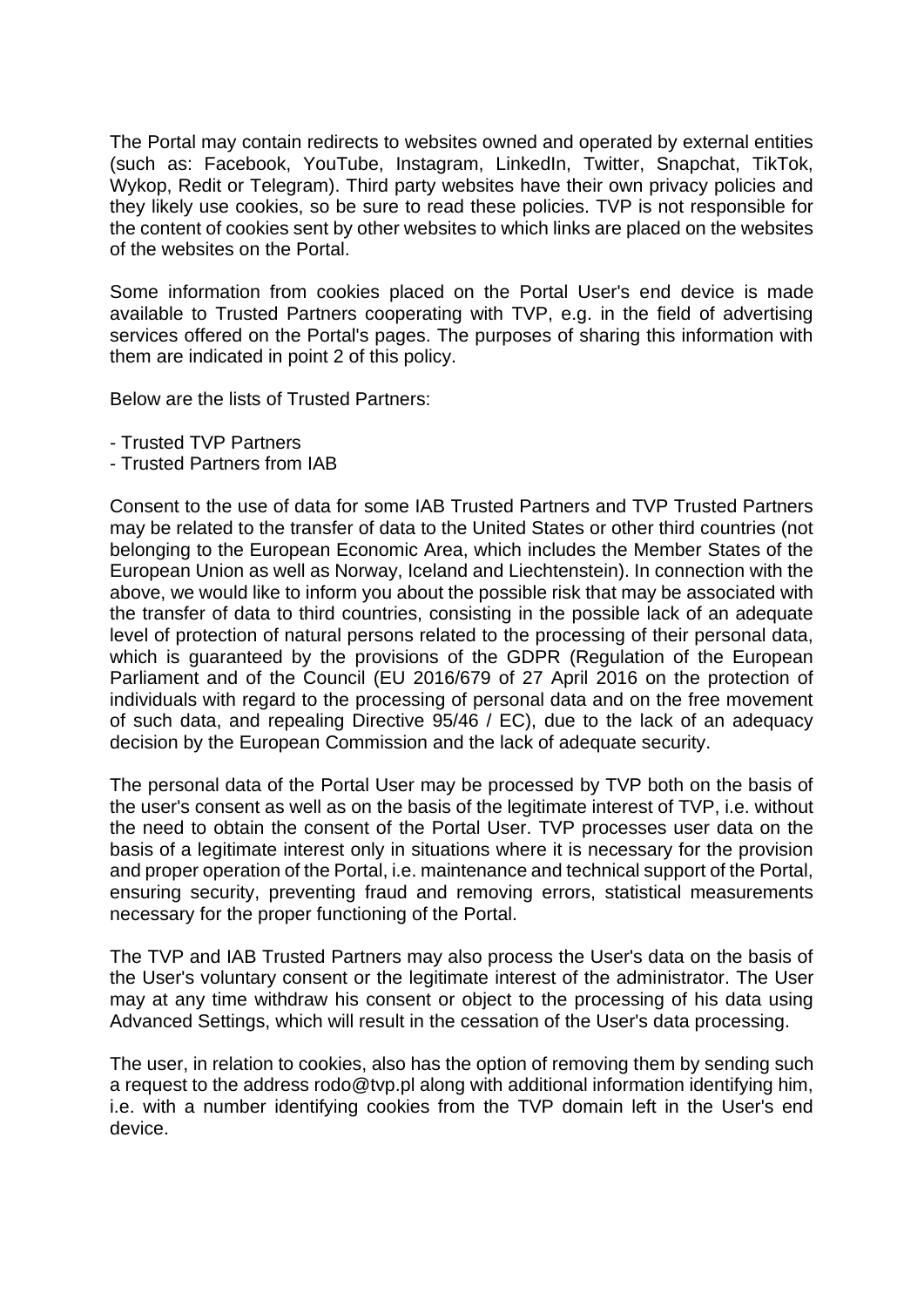The Portal may contain redirects to websites owned and operated by external entities (such as: Facebook, YouTube, Instagram, LinkedIn, Twitter, Snapchat, TikTok, Wykop, Redit or Telegram). Third party websites have their own privacy policies and they likely use cookies, so be sure to read these policies. TVP is not responsible for the content of cookies sent by other websites to which links are placed on the websites of the websites on the Portal.

Some information from cookies placed on the Portal User's end device is made available to Trusted Partners cooperating with TVP, e.g. in the field of advertising services offered on the Portal's pages. The purposes of sharing this information with them are indicated in point 2 of this policy.

Below are the lists of Trusted Partners:

- Trusted TVP Partners
- Trusted Partners from IAB

Consent to the use of data for some IAB Trusted Partners and TVP Trusted Partners may be related to the transfer of data to the United States or other third countries (not belonging to the European Economic Area, which includes the Member States of the European Union as well as Norway, Iceland and Liechtenstein). In connection with the above, we would like to inform you about the possible risk that may be associated with the transfer of data to third countries, consisting in the possible lack of an adequate level of protection of natural persons related to the processing of their personal data, which is guaranteed by the provisions of the GDPR (Regulation of the European Parliament and of the Council (EU 2016/679 of 27 April 2016 on the protection of individuals with regard to the processing of personal data and on the free movement of such data, and repealing Directive 95/46 / EC), due to the lack of an adequacy decision by the European Commission and the lack of adequate security.

The personal data of the Portal User may be processed by TVP both on the basis of the user's consent as well as on the basis of the legitimate interest of TVP, i.e. without the need to obtain the consent of the Portal User. TVP processes user data on the basis of a legitimate interest only in situations where it is necessary for the provision and proper operation of the Portal, i.e. maintenance and technical support of the Portal, ensuring security, preventing fraud and removing errors, statistical measurements necessary for the proper functioning of the Portal.

The TVP and IAB Trusted Partners may also process the User's data on the basis of the User's voluntary consent or the legitimate interest of the administrator. The User may at any time withdraw his consent or object to the processing of his data using Advanced Settings, which will result in the cessation of the User's data processing.

The user, in relation to cookies, also has the option of removing them by sending such a request to the address rodo@tvp.pl along with additional information identifying him, i.e. with a number identifying cookies from the TVP domain left in the User's end device.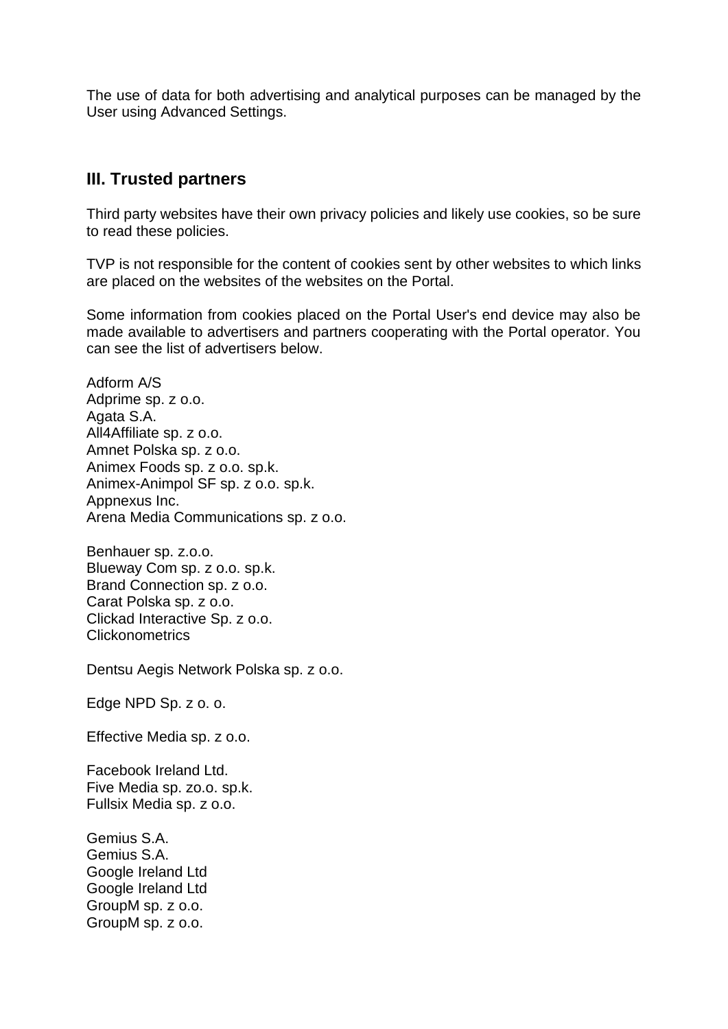The use of data for both advertising and analytical purposes can be managed by the User using Advanced Settings.

## III. Trusted partners

Third party websites have their own privacy policies and likely use cookies, so be sure to read these policies.

TVP is not responsible for the content of cookies sent by other websites to which links are placed on the websites of the websites on the Portal.

Some information from cookies placed on the Portal User's end device may also be made available to advertisers and partners cooperating with the Portal operator. You can see the list of advertisers below.

Adform A/S
Adprime sp. z o.o.
Agata S.A.
All4Affiliate sp. z o.o.
Amnet Polska sp. z o.o.
Animex Foods sp. z o.o. sp.k.
Animex-Animpol SF sp. z o.o. sp.k.
Appnexus Inc.
Arena Media Communications sp. z o.o.

Benhauer sp. z.o.o.
Blueway Com sp. z o.o. sp.k.
Brand Connection sp. z o.o.
Carat Polska sp. z o.o.
Clickad Interactive Sp. z o.o.
Clickonometrics

Dentsu Aegis Network Polska sp. z o.o.

Edge NPD Sp. z o. o.

Effective Media sp. z o.o.

Facebook Ireland Ltd.
Five Media sp. zo.o. sp.k.
Fullsix Media sp. z o.o.

Gemius S.A.
Gemius S.A.
Google Ireland Ltd
Google Ireland Ltd
GroupM sp. z o.o.
GroupM sp. z o.o.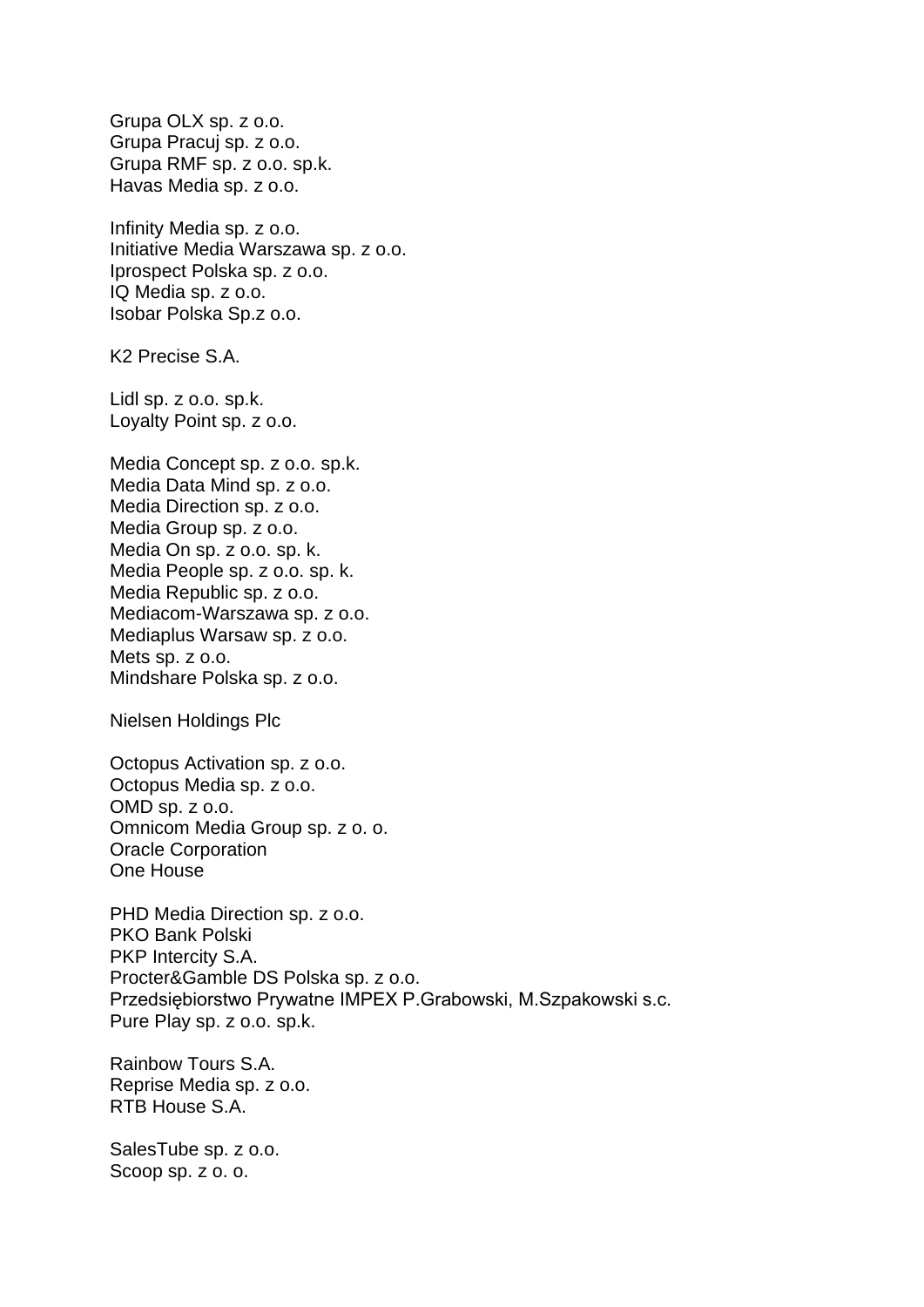Grupa OLX sp. z o.o.
Grupa Pracuj sp. z o.o.
Grupa RMF sp. z o.o. sp.k.
Havas Media sp. z o.o.

Infinity Media sp. z o.o.
Initiative Media Warszawa sp. z o.o.
Iprospect Polska sp. z o.o.
IQ Media sp. z o.o.
Isobar Polska Sp.z o.o.

K2 Precise S.A.

Lidl sp. z o.o. sp.k.
Loyalty Point sp. z o.o.

Media Concept sp. z o.o. sp.k.
Media Data Mind sp. z o.o.
Media Direction sp. z o.o.
Media Group sp. z o.o.
Media On sp. z o.o. sp. k.
Media People sp. z o.o. sp. k.
Media Republic sp. z o.o.
Mediacom-Warszawa sp. z o.o.
Mediaplus Warsaw sp. z o.o.
Mets sp. z o.o.
Mindshare Polska sp. z o.o.

Nielsen Holdings Plc

Octopus Activation sp. z o.o.
Octopus Media sp. z o.o.
OMD sp. z o.o.
Omnicom Media Group sp. z o. o.
Oracle Corporation
One House

PHD Media Direction sp. z o.o.
PKO Bank Polski
PKP Intercity S.A.
Procter&Gamble DS Polska sp. z o.o.
Przedsiębiorstwo Prywatne IMPEX P.Grabowski, M.Szpakowski s.c.
Pure Play sp. z o.o. sp.k.

Rainbow Tours S.A.
Reprise Media sp. z o.o.
RTB House S.A.

SalesTube sp. z o.o.
Scoop sp. z o. o.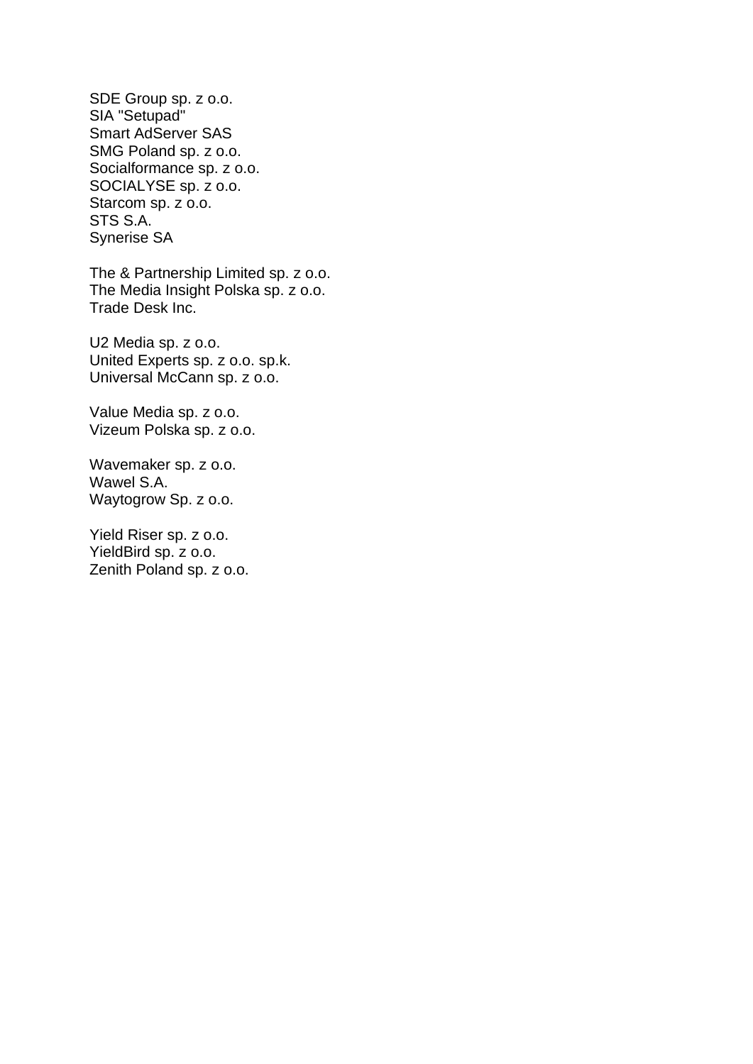SDE Group sp. z o.o.
SIA "Setupad"
Smart AdServer SAS
SMG Poland sp. z o.o.
Socialformance sp. z o.o.
SOCIALYSE sp. z o.o.
Starcom sp. z o.o.
STS S.A.
Synerise SA

The & Partnership Limited sp. z o.o.
The Media Insight Polska sp. z o.o.
Trade Desk Inc.

U2 Media sp. z o.o.
United Experts sp. z o.o. sp.k.
Universal McCann sp. z o.o.

Value Media sp. z o.o.
Vizeum Polska sp. z o.o.

Wavemaker sp. z o.o.
Wawel S.A.
Waytogrow Sp. z o.o.

Yield Riser sp. z o.o.
YieldBird sp. z o.o.
Zenith Poland sp. z o.o.